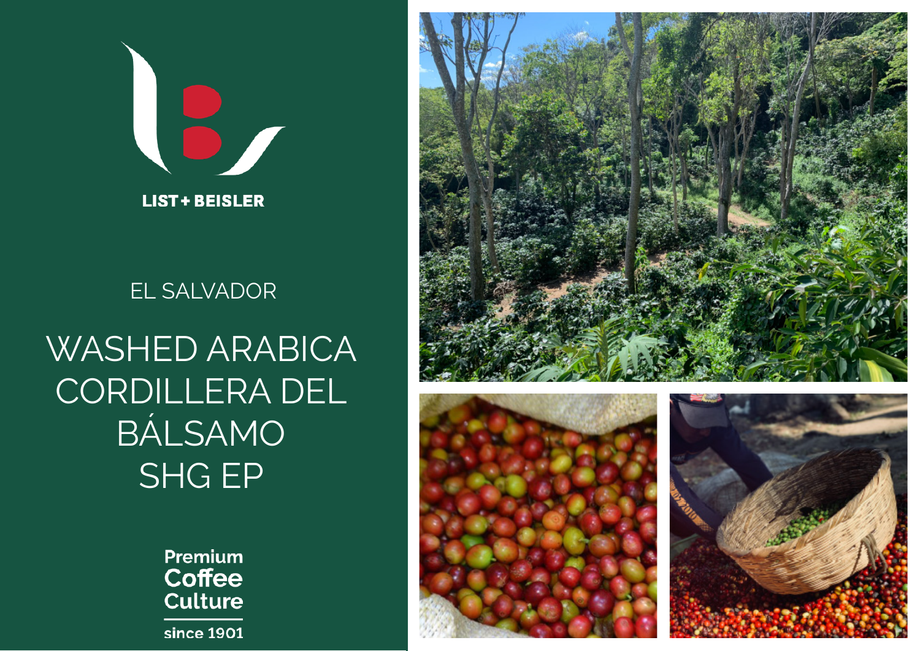LIST + BEISLER

EL SALVADOR

# WASHED ARABICA CORDILLERA DEL BÁLSAMO SHG EP

**Premium Coffee Culture**

since 1901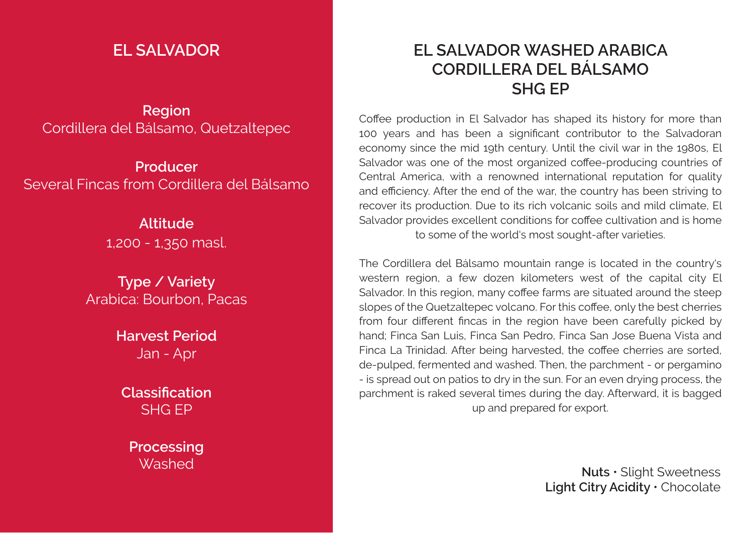## EL SALVADOR

**Region**
Cordillera del Bálsamo, Quetzaltepec

**Producer**
Several Fincas from Cordillera del Bálsamo

**Altitude**
1,200 - 1,350 masl.

**Type / Variety**
Arabica: Bourbon, Pacas

**Harvest Period**
Jan - Apr

**Classification**
SHG EP

**Processing**
Washed

# EL SALVADOR WASHED ARABICA CORDILLERA DEL BÁLSAMO SHG EP

Coffee production in El Salvador has shaped its history for more than 100 years and has been a significant contributor to the Salvadoran economy since the mid 19th century. Until the civil war in the 1980s, El Salvador was one of the most organized coffee-producing countries of Central America, with a renowned international reputation for quality and efficiency. After the end of the war, the country has been striving to recover its production. Due to its rich volcanic soils and mild climate, El Salvador provides excellent conditions for coffee cultivation and is home to some of the world's most sought-after varieties.

The Cordillera del Bálsamo mountain range is located in the country's western region, a few dozen kilometers west of the capital city El Salvador. In this region, many coffee farms are situated around the steep slopes of the Quetzaltepec volcano. For this coffee, only the best cherries from four different fincas in the region have been carefully picked by hand; Finca San Luis, Finca San Pedro, Finca San Jose Buena Vista and Finca La Trinidad. After being harvested, the coffee cherries are sorted, de-pulped, fermented and washed. Then, the parchment - or pergamino - is spread out on patios to dry in the sun. For an even drying process, the parchment is raked several times during the day. Afterward, it is bagged up and prepared for export.

**Nuts** • Slight Sweetness
**Light Citry Acidity** • Chocolate